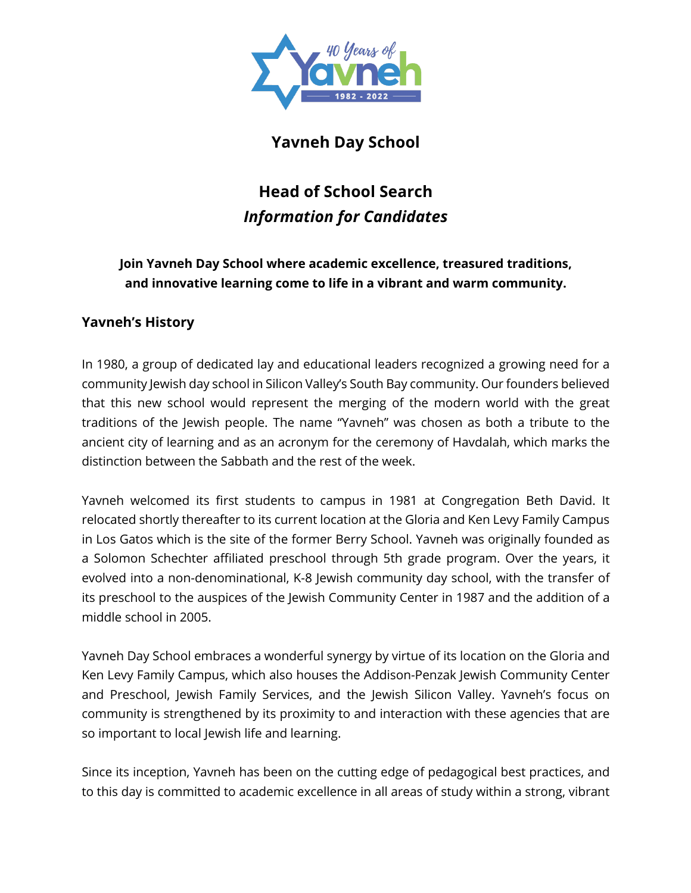# Yavneh Day School

## Head of School Search
## *Information for Candidates*

**Join Yavneh Day School where academic excellence, treasured traditions, and innovative learning come to life in a vibrant and warm community.**

### Yavneh's History

In 1980, a group of dedicated lay and educational leaders recognized a growing need for a community Jewish day school in Silicon Valley's South Bay community. Our founders believed that this new school would represent the merging of the modern world with the great traditions of the Jewish people. The name "Yavneh" was chosen as both a tribute to the ancient city of learning and as an acronym for the ceremony of Havdalah, which marks the distinction between the Sabbath and the rest of the week.

Yavneh welcomed its first students to campus in 1981 at Congregation Beth David. It relocated shortly thereafter to its current location at the Gloria and Ken Levy Family Campus in Los Gatos which is the site of the former Berry School. Yavneh was originally founded as a Solomon Schechter affiliated preschool through 5th grade program. Over the years, it evolved into a non-denominational, K-8 Jewish community day school, with the transfer of its preschool to the auspices of the Jewish Community Center in 1987 and the addition of a middle school in 2005.

Yavneh Day School embraces a wonderful synergy by virtue of its location on the Gloria and Ken Levy Family Campus, which also houses the Addison-Penzak Jewish Community Center and Preschool, Jewish Family Services, and the Jewish Silicon Valley. Yavneh's focus on community is strengthened by its proximity to and interaction with these agencies that are so important to local Jewish life and learning.

Since its inception, Yavneh has been on the cutting edge of pedagogical best practices, and to this day is committed to academic excellence in all areas of study within a strong, vibrant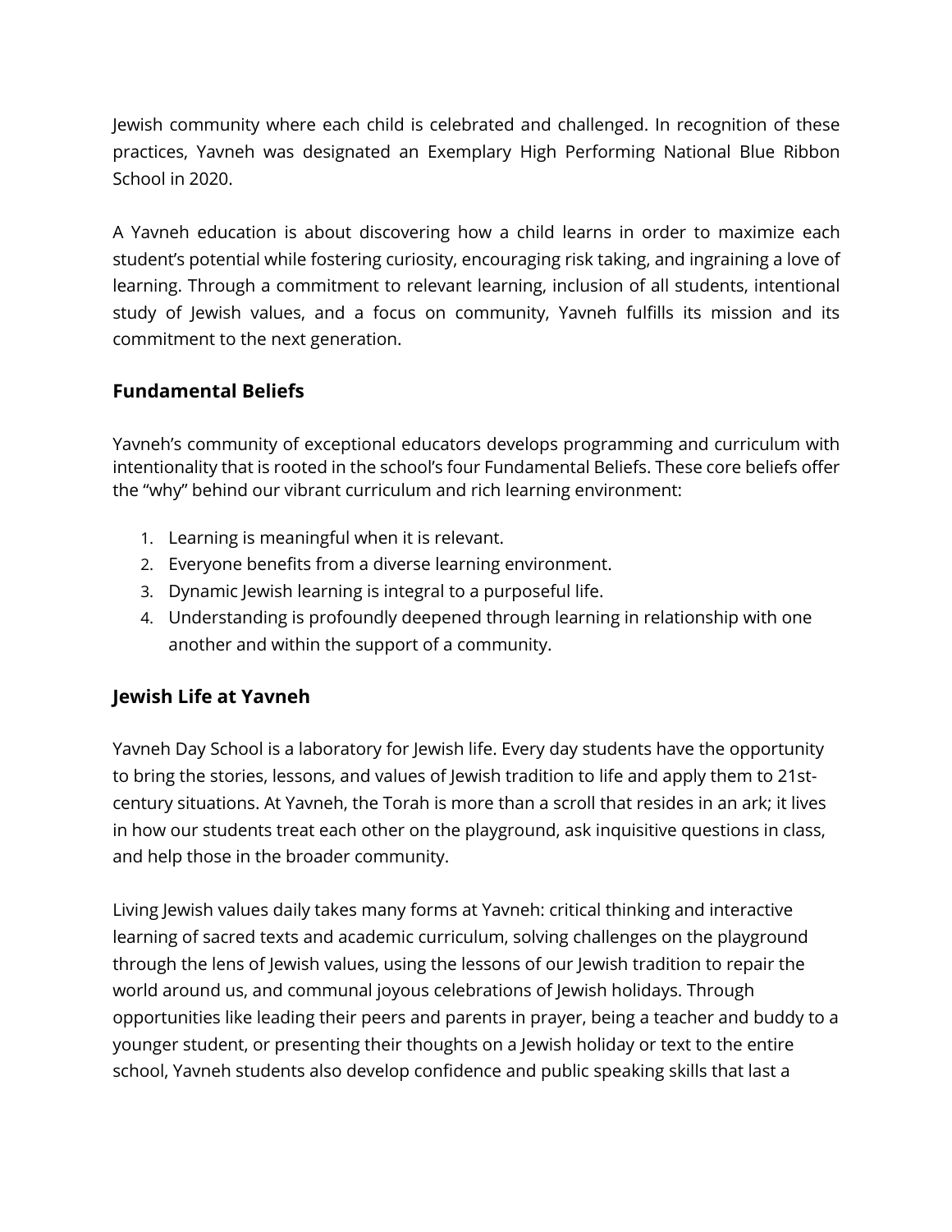Jewish community where each child is celebrated and challenged. In recognition of these practices, Yavneh was designated an Exemplary High Performing National Blue Ribbon School in 2020.

A Yavneh education is about discovering how a child learns in order to maximize each student's potential while fostering curiosity, encouraging risk taking, and ingraining a love of learning. Through a commitment to relevant learning, inclusion of all students, intentional study of Jewish values, and a focus on community, Yavneh fulfills its mission and its commitment to the next generation.

## Fundamental Beliefs

Yavneh's community of exceptional educators develops programming and curriculum with intentionality that is rooted in the school's four Fundamental Beliefs. These core beliefs offer the "why" behind our vibrant curriculum and rich learning environment:

1. Learning is meaningful when it is relevant.
2. Everyone benefits from a diverse learning environment.
3. Dynamic Jewish learning is integral to a purposeful life.
4. Understanding is profoundly deepened through learning in relationship with one another and within the support of a community.

## Jewish Life at Yavneh

Yavneh Day School is a laboratory for Jewish life. Every day students have the opportunity to bring the stories, lessons, and values of Jewish tradition to life and apply them to 21st-century situations. At Yavneh, the Torah is more than a scroll that resides in an ark; it lives in how our students treat each other on the playground, ask inquisitive questions in class, and help those in the broader community.

Living Jewish values daily takes many forms at Yavneh: critical thinking and interactive learning of sacred texts and academic curriculum, solving challenges on the playground through the lens of Jewish values, using the lessons of our Jewish tradition to repair the world around us, and communal joyous celebrations of Jewish holidays. Through opportunities like leading their peers and parents in prayer, being a teacher and buddy to a younger student, or presenting their thoughts on a Jewish holiday or text to the entire school, Yavneh students also develop confidence and public speaking skills that last a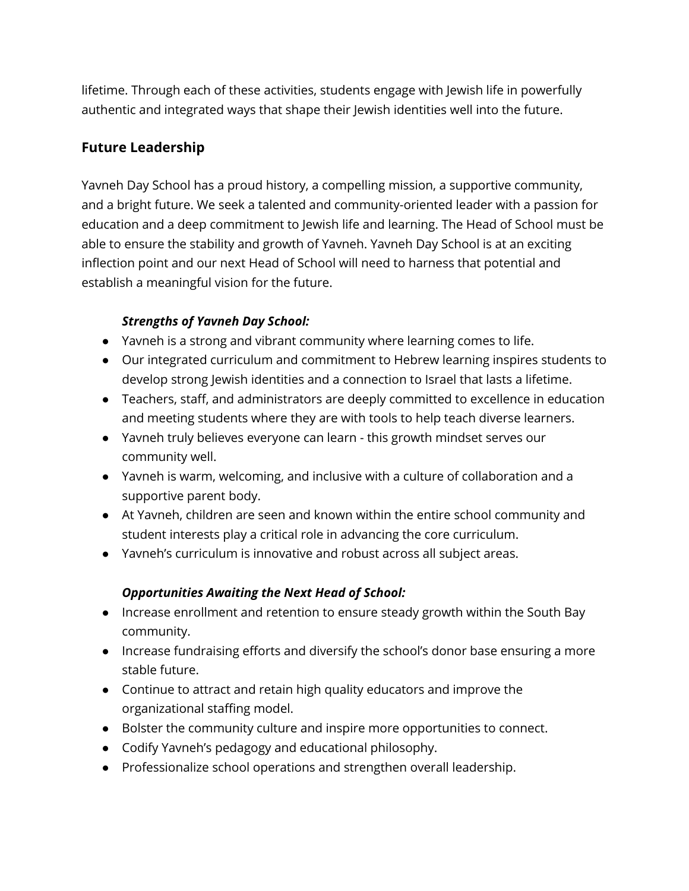lifetime. Through each of these activities, students engage with Jewish life in powerfully authentic and integrated ways that shape their Jewish identities well into the future.

## Future Leadership

Yavneh Day School has a proud history, a compelling mission, a supportive community, and a bright future. We seek a talented and community-oriented leader with a passion for education and a deep commitment to Jewish life and learning. The Head of School must be able to ensure the stability and growth of Yavneh. Yavneh Day School is at an exciting inflection point and our next Head of School will need to harness that potential and establish a meaningful vision for the future.

***Strengths of Yavneh Day School:***

- Yavneh is a strong and vibrant community where learning comes to life.
- Our integrated curriculum and commitment to Hebrew learning inspires students to develop strong Jewish identities and a connection to Israel that lasts a lifetime.
- Teachers, staff, and administrators are deeply committed to excellence in education and meeting students where they are with tools to help teach diverse learners.
- Yavneh truly believes everyone can learn - this growth mindset serves our community well.
- Yavneh is warm, welcoming, and inclusive with a culture of collaboration and a supportive parent body.
- At Yavneh, children are seen and known within the entire school community and student interests play a critical role in advancing the core curriculum.
- Yavneh's curriculum is innovative and robust across all subject areas.

***Opportunities Awaiting the Next Head of School:***

- Increase enrollment and retention to ensure steady growth within the South Bay community.
- Increase fundraising efforts and diversify the school's donor base ensuring a more stable future.
- Continue to attract and retain high quality educators and improve the organizational staffing model.
- Bolster the community culture and inspire more opportunities to connect.
- Codify Yavneh's pedagogy and educational philosophy.
- Professionalize school operations and strengthen overall leadership.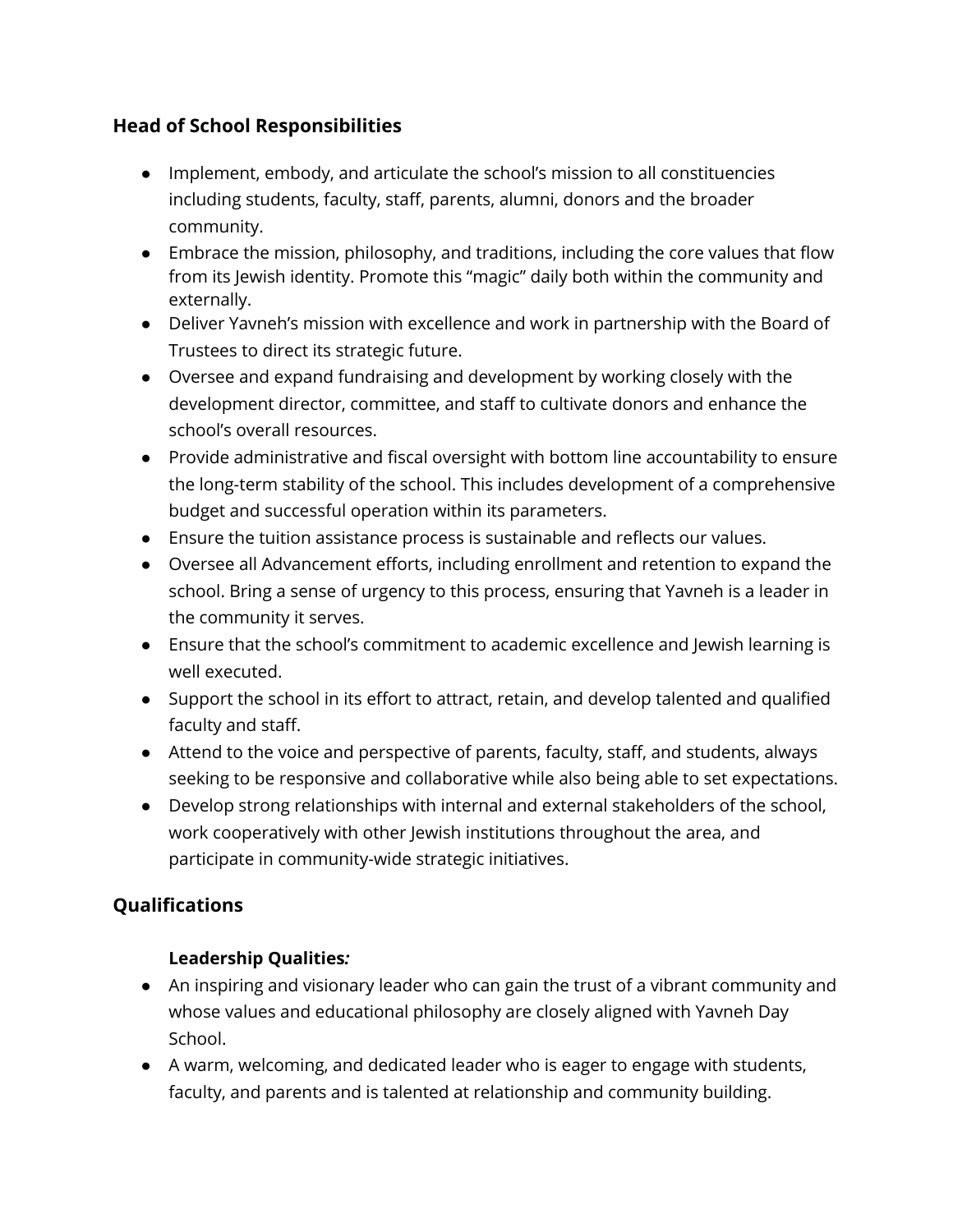## Head of School Responsibilities

- Implement, embody, and articulate the school's mission to all constituencies including students, faculty, staff, parents, alumni, donors and the broader community.
- Embrace the mission, philosophy, and traditions, including the core values that flow from its Jewish identity. Promote this "magic" daily both within the community and externally.
- Deliver Yavneh's mission with excellence and work in partnership with the Board of Trustees to direct its strategic future.
- Oversee and expand fundraising and development by working closely with the development director, committee, and staff to cultivate donors and enhance the school's overall resources.
- Provide administrative and fiscal oversight with bottom line accountability to ensure the long-term stability of the school. This includes development of a comprehensive budget and successful operation within its parameters.
- Ensure the tuition assistance process is sustainable and reflects our values.
- Oversee all Advancement efforts, including enrollment and retention to expand the school. Bring a sense of urgency to this process, ensuring that Yavneh is a leader in the community it serves.
- Ensure that the school's commitment to academic excellence and Jewish learning is well executed.
- Support the school in its effort to attract, retain, and develop talented and qualified faculty and staff.
- Attend to the voice and perspective of parents, faculty, staff, and students, always seeking to be responsive and collaborative while also being able to set expectations.
- Develop strong relationships with internal and external stakeholders of the school, work cooperatively with other Jewish institutions throughout the area, and participate in community-wide strategic initiatives.

## Qualifications

**Leadership Qualities*:***

- An inspiring and visionary leader who can gain the trust of a vibrant community and whose values and educational philosophy are closely aligned with Yavneh Day School.
- A warm, welcoming, and dedicated leader who is eager to engage with students, faculty, and parents and is talented at relationship and community building.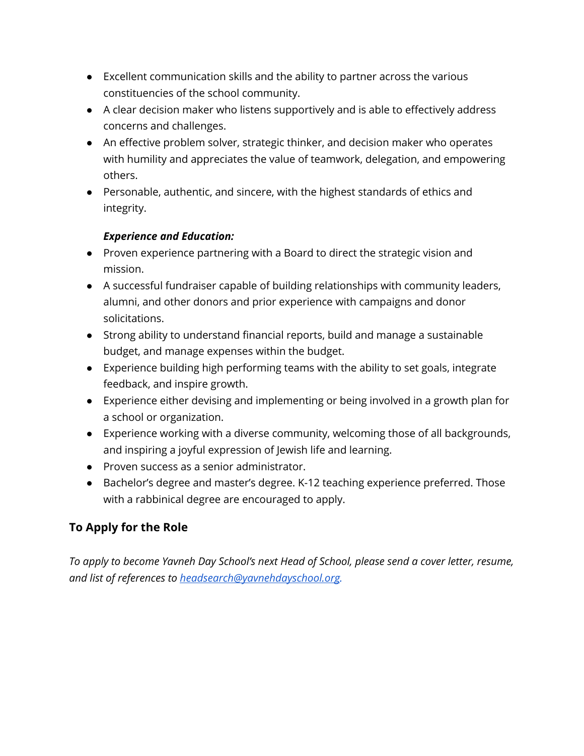- Excellent communication skills and the ability to partner across the various constituencies of the school community.
- A clear decision maker who listens supportively and is able to effectively address concerns and challenges.
- An effective problem solver, strategic thinker, and decision maker who operates with humility and appreciates the value of teamwork, delegation, and empowering others.
- Personable, authentic, and sincere, with the highest standards of ethics and integrity.

***Experience and Education:***

- Proven experience partnering with a Board to direct the strategic vision and mission.
- A successful fundraiser capable of building relationships with community leaders, alumni, and other donors and prior experience with campaigns and donor solicitations.
- Strong ability to understand financial reports, build and manage a sustainable budget, and manage expenses within the budget.
- Experience building high performing teams with the ability to set goals, integrate feedback, and inspire growth.
- Experience either devising and implementing or being involved in a growth plan for a school or organization.
- Experience working with a diverse community, welcoming those of all backgrounds, and inspiring a joyful expression of Jewish life and learning.
- Proven success as a senior administrator.
- Bachelor's degree and master's degree. K-12 teaching experience preferred. Those with a rabbinical degree are encouraged to apply.

## To Apply for the Role

*To apply to become Yavneh Day School's next Head of School, please send a cover letter, resume, and list of references to [headsearch@yavnehdayschool.org](mailto:headsearch@yavnehdayschool.org).*